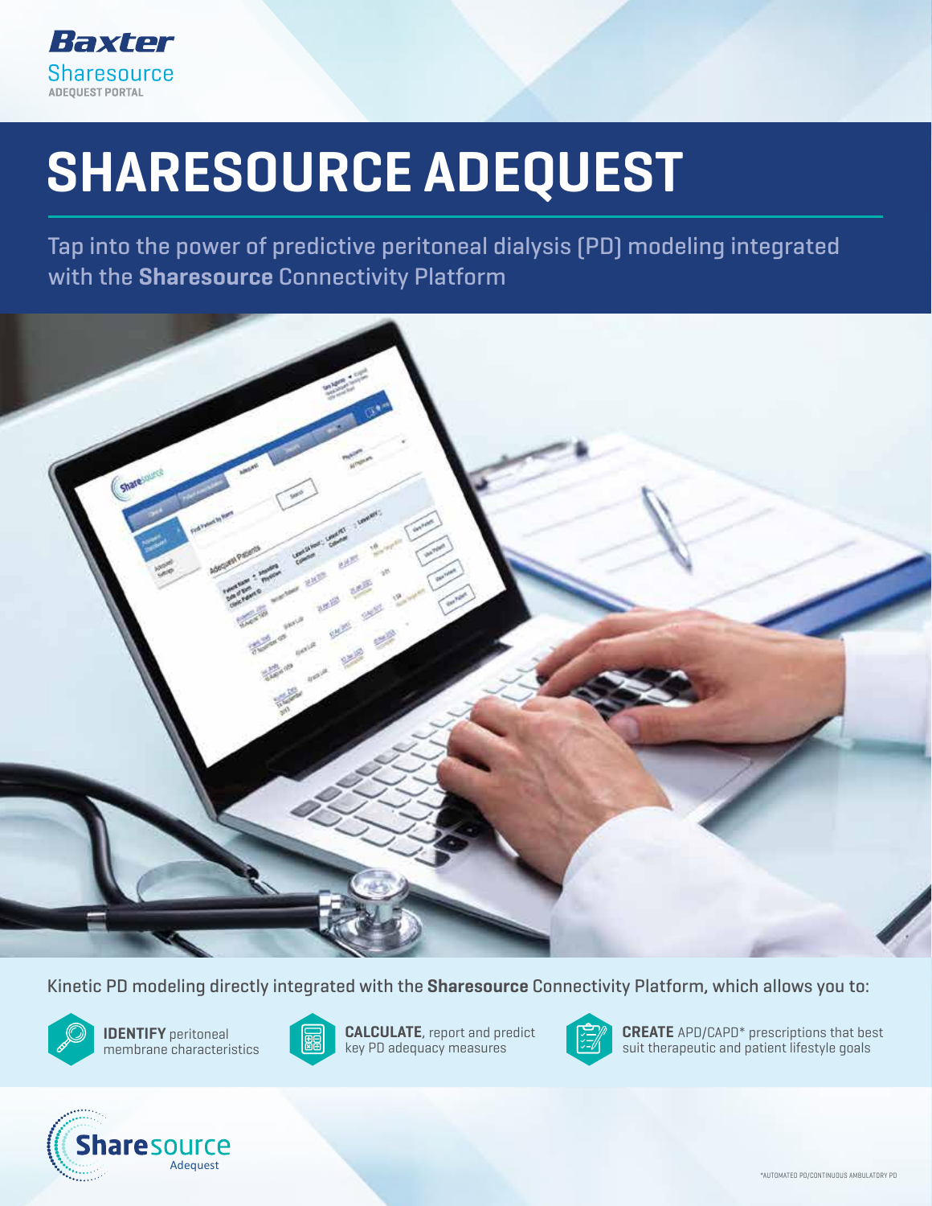Baxter

Sharesource

ADEQUEST PORTAL

# SHARESOURCE ADEQUEST

Tap into the power of predictive peritoneal dialysis (PD) modeling integrated with the **Sharesource** Connectivity Platform

Kinetic PD modeling directly integrated with the **Sharesource** Connectivity Platform, which allows you to:

- **IDENTIFY** peritoneal membrane characteristics
- **CALCULATE**, report and predict key PD adequacy measures
- **CREATE** APD/CAPD* prescriptions that best suit therapeutic and patient lifestyle goals

Sharesource Adequest

*AUTOMATED PD/CONTINUOUS AMBULATORY PD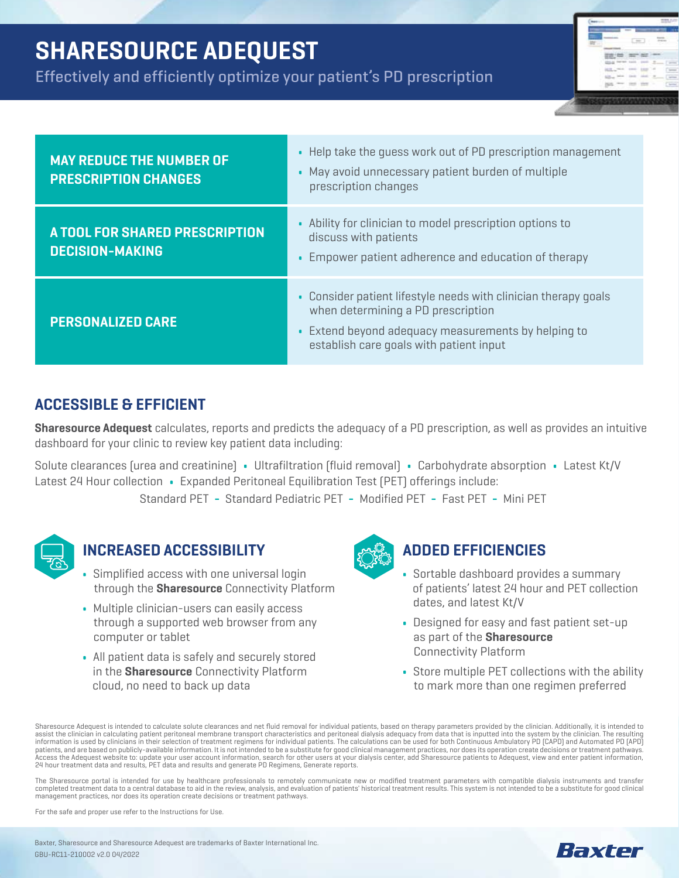# SHARESOURCE ADEQUEST

Effectively and efficiently optimize your patient's PD prescription

| | |
|---|---|
| **MAY REDUCE THE NUMBER OF PRESCRIPTION CHANGES** | • Help take the guess work out of PD prescription management<br>• May avoid unnecessary patient burden of multiple prescription changes |
| **A TOOL FOR SHARED PRESCRIPTION DECISION-MAKING** | • Ability for clinician to model prescription options to discuss with patients<br>• Empower patient adherence and education of therapy |
| **PERSONALIZED CARE** | • Consider patient lifestyle needs with clinician therapy goals when determining a PD prescription<br>• Extend beyond adequacy measurements by helping to establish care goals with patient input |

## ACCESSIBLE & EFFICIENT

**Sharesource Adequest** calculates, reports and predicts the adequacy of a PD prescription, as well as provides an intuitive dashboard for your clinic to review key patient data including:

Solute clearances (urea and creatinine) • Ultrafiltration (fluid removal) • Carbohydrate absorption • Latest Kt/V
Latest 24 Hour collection • Expanded Peritoneal Equilibration Test (PET) offerings include:

Standard PET - Standard Pediatric PET - Modified PET - Fast PET - Mini PET

### INCREASED ACCESSIBILITY

- Simplified access with one universal login through the **Sharesource** Connectivity Platform
- Multiple clinician-users can easily access through a supported web browser from any computer or tablet
- All patient data is safely and securely stored in the **Sharesource** Connectivity Platform cloud, no need to back up data

### ADDED EFFICIENCIES

- Sortable dashboard provides a summary of patients' latest 24 hour and PET collection dates, and latest Kt/V
- Designed for easy and fast patient set-up as part of the **Sharesource** Connectivity Platform
- Store multiple PET collections with the ability to mark more than one regimen preferred

Sharesource Adequest is intended to calculate solute clearances and net fluid removal for individual patients, based on therapy parameters provided by the clinician. Additionally, it is intended to assist the clinician in calculating patient peritoneal membrane transport characteristics and peritoneal dialysis adequacy from data that is inputted into the system by the clinician. The resulting information is used by clinicians in their selection of treatment regimens for individual patients. The calculations can be used for both Continuous Ambulatory PD (CAPD) and Automated PD (APD) patients, and are based on publicly-available information. It is not intended to be a substitute for good clinical management practices, nor does its operation create decisions or treatment pathways. Access the Adequest website to: update your user account information, search for other users at your dialysis center, add Sharesource patients to Adequest, view and enter patient information, 24 hour treatment data and results, PET data and results and generate PD Regimens, Generate reports.

The Sharesource portal is intended for use by healthcare professionals to remotely communicate new or modified treatment parameters with compatible dialysis instruments and transfer completed treatment data to a central database to aid in the review, analysis, and evaluation of patients' historical treatment results. This system is not intended to be a substitute for good clinical management practices, nor does its operation create decisions or treatment pathways.

For the safe and proper use refer to the Instructions for Use.

Baxter, Sharesource and Sharesource Adequest are trademarks of Baxter International Inc.
GBU-RC11-210002 v2.0 04/2022

Baxter